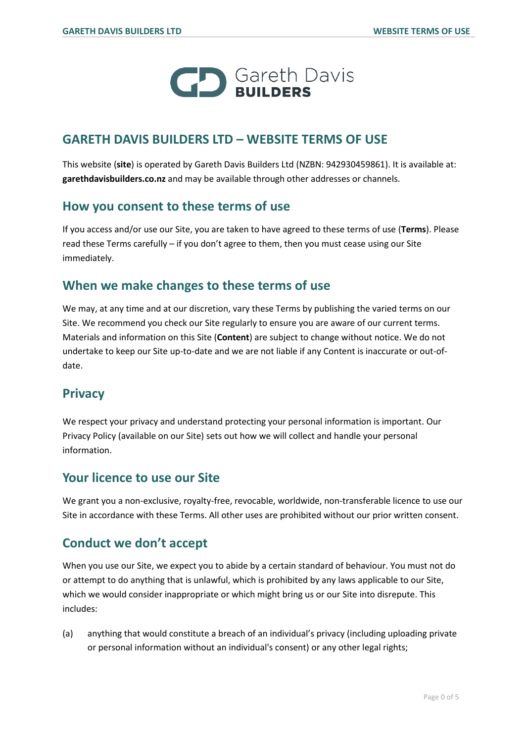# GARETH DAVIS BUILDERS LTD – WEBSITE TERMS OF USE

This website (**site**) is operated by Gareth Davis Builders Ltd (NZBN: 942930459861). It is available at: **garethdavisbuilders.co.nz** and may be available through other addresses or channels.

## How you consent to these terms of use

If you access and/or use our Site, you are taken to have agreed to these terms of use (**Terms**). Please read these Terms carefully – if you don't agree to them, then you must cease using our Site immediately.

## When we make changes to these terms of use

We may, at any time and at our discretion, vary these Terms by publishing the varied terms on our Site. We recommend you check our Site regularly to ensure you are aware of our current terms. Materials and information on this Site (**Content**) are subject to change without notice. We do not undertake to keep our Site up-to-date and we are not liable if any Content is inaccurate or out-of-date.

## Privacy

We respect your privacy and understand protecting your personal information is important. Our Privacy Policy (available on our Site) sets out how we will collect and handle your personal information.

## Your licence to use our Site

We grant you a non-exclusive, royalty-free, revocable, worldwide, non-transferable licence to use our Site in accordance with these Terms. All other uses are prohibited without our prior written consent.

## Conduct we don't accept

When you use our Site, we expect you to abide by a certain standard of behaviour. You must not do or attempt to do anything that is unlawful, which is prohibited by any laws applicable to our Site, which we would consider inappropriate or which might bring us or our Site into disrepute. This includes:

(a) anything that would constitute a breach of an individual's privacy (including uploading private or personal information without an individual's consent) or any other legal rights;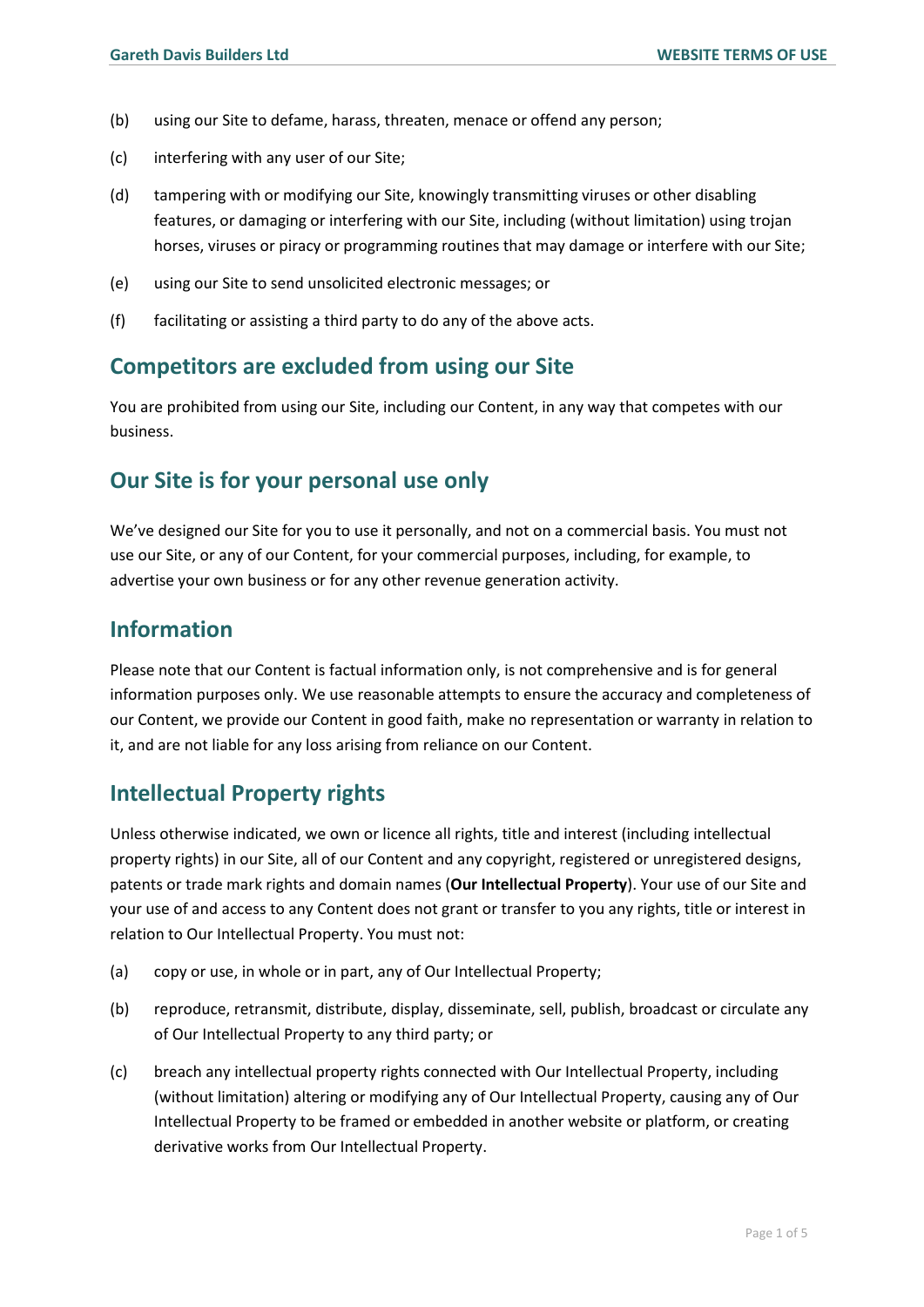(b) using our Site to defame, harass, threaten, menace or offend any person;

(c) interfering with any user of our Site;

(d) tampering with or modifying our Site, knowingly transmitting viruses or other disabling features, or damaging or interfering with our Site, including (without limitation) using trojan horses, viruses or piracy or programming routines that may damage or interfere with our Site;

(e) using our Site to send unsolicited electronic messages; or

(f) facilitating or assisting a third party to do any of the above acts.

## Competitors are excluded from using our Site

You are prohibited from using our Site, including our Content, in any way that competes with our business.

## Our Site is for your personal use only

We've designed our Site for you to use it personally, and not on a commercial basis. You must not use our Site, or any of our Content, for your commercial purposes, including, for example, to advertise your own business or for any other revenue generation activity.

## Information

Please note that our Content is factual information only, is not comprehensive and is for general information purposes only. We use reasonable attempts to ensure the accuracy and completeness of our Content, we provide our Content in good faith, make no representation or warranty in relation to it, and are not liable for any loss arising from reliance on our Content.

## Intellectual Property rights

Unless otherwise indicated, we own or licence all rights, title and interest (including intellectual property rights) in our Site, all of our Content and any copyright, registered or unregistered designs, patents or trade mark rights and domain names (**Our Intellectual Property**). Your use of our Site and your use of and access to any Content does not grant or transfer to you any rights, title or interest in relation to Our Intellectual Property. You must not:

(a) copy or use, in whole or in part, any of Our Intellectual Property;

(b) reproduce, retransmit, distribute, display, disseminate, sell, publish, broadcast or circulate any of Our Intellectual Property to any third party; or

(c) breach any intellectual property rights connected with Our Intellectual Property, including (without limitation) altering or modifying any of Our Intellectual Property, causing any of Our Intellectual Property to be framed or embedded in another website or platform, or creating derivative works from Our Intellectual Property.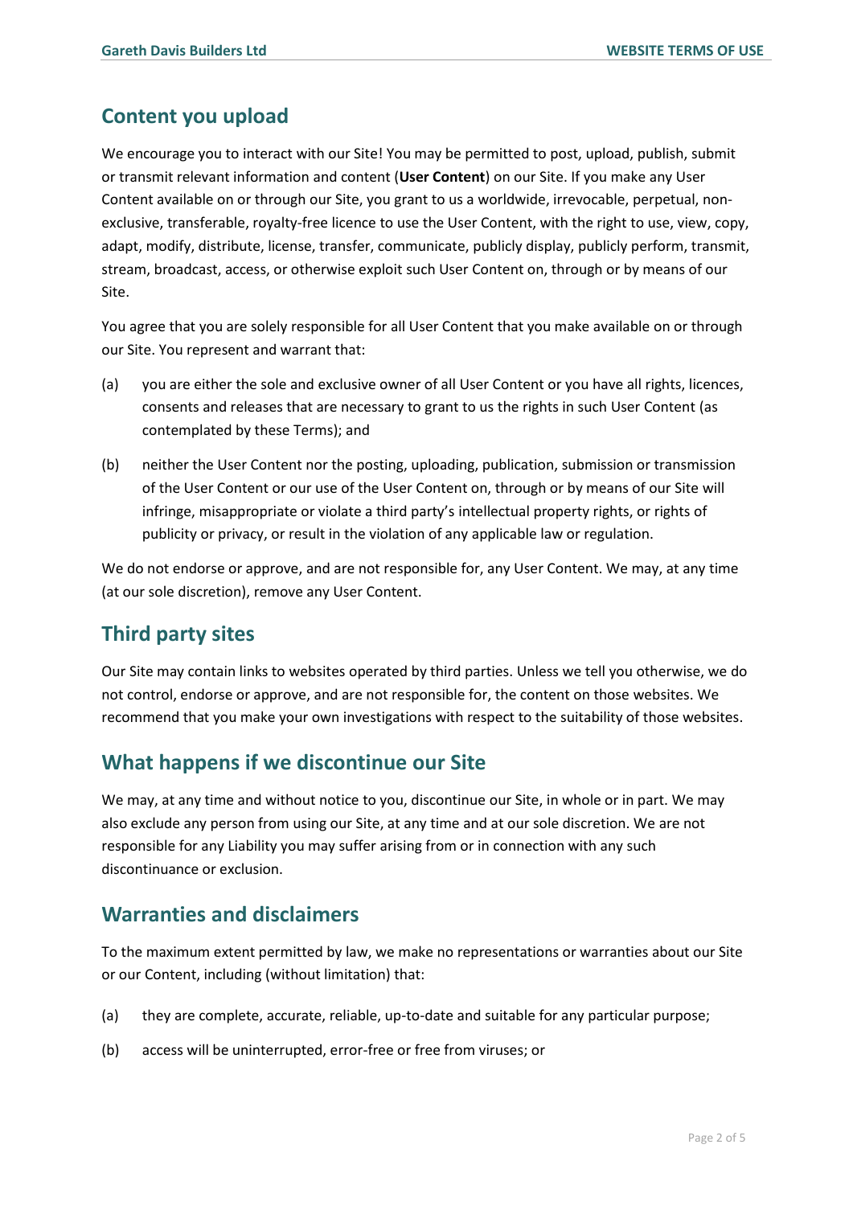## Content you upload

We encourage you to interact with our Site! You may be permitted to post, upload, publish, submit or transmit relevant information and content (**User Content**) on our Site. If you make any User Content available on or through our Site, you grant to us a worldwide, irrevocable, perpetual, non-exclusive, transferable, royalty-free licence to use the User Content, with the right to use, view, copy, adapt, modify, distribute, license, transfer, communicate, publicly display, publicly perform, transmit, stream, broadcast, access, or otherwise exploit such User Content on, through or by means of our Site.

You agree that you are solely responsible for all User Content that you make available on or through our Site. You represent and warrant that:

(a) you are either the sole and exclusive owner of all User Content or you have all rights, licences, consents and releases that are necessary to grant to us the rights in such User Content (as contemplated by these Terms); and

(b) neither the User Content nor the posting, uploading, publication, submission or transmission of the User Content or our use of the User Content on, through or by means of our Site will infringe, misappropriate or violate a third party's intellectual property rights, or rights of publicity or privacy, or result in the violation of any applicable law or regulation.

We do not endorse or approve, and are not responsible for, any User Content. We may, at any time (at our sole discretion), remove any User Content.

## Third party sites

Our Site may contain links to websites operated by third parties. Unless we tell you otherwise, we do not control, endorse or approve, and are not responsible for, the content on those websites. We recommend that you make your own investigations with respect to the suitability of those websites.

## What happens if we discontinue our Site

We may, at any time and without notice to you, discontinue our Site, in whole or in part. We may also exclude any person from using our Site, at any time and at our sole discretion. We are not responsible for any Liability you may suffer arising from or in connection with any such discontinuance or exclusion.

## Warranties and disclaimers

To the maximum extent permitted by law, we make no representations or warranties about our Site or our Content, including (without limitation) that:

(a) they are complete, accurate, reliable, up-to-date and suitable for any particular purpose;

(b) access will be uninterrupted, error-free or free from viruses; or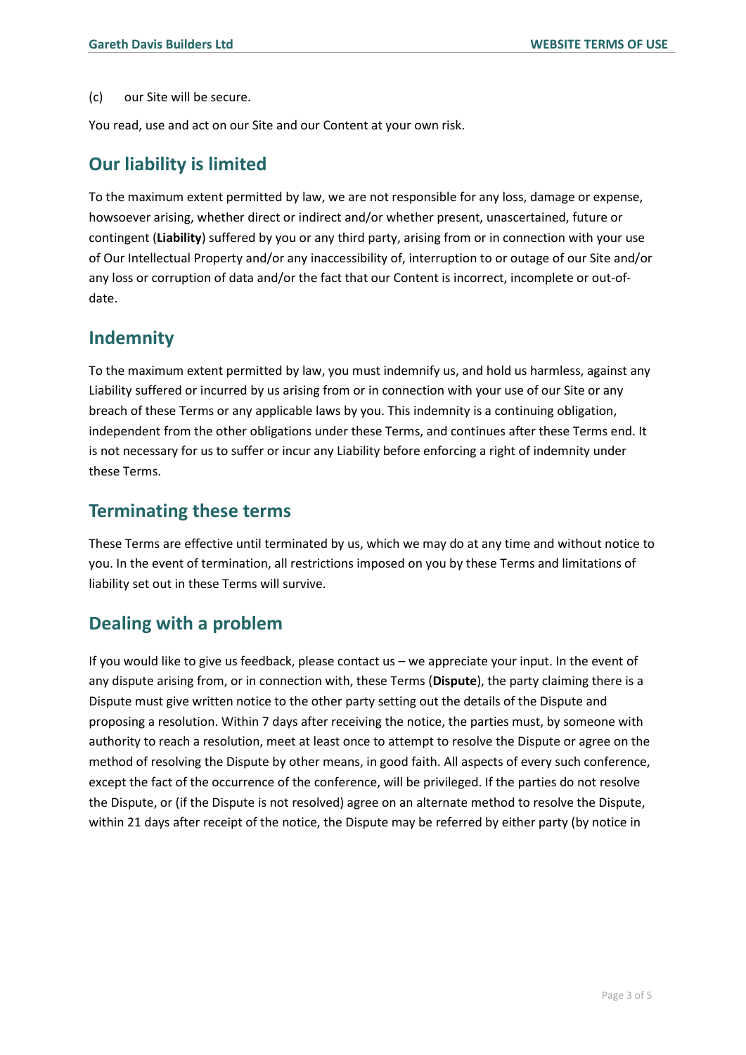(c) our Site will be secure.

You read, use and act on our Site and our Content at your own risk.

## Our liability is limited

To the maximum extent permitted by law, we are not responsible for any loss, damage or expense, howsoever arising, whether direct or indirect and/or whether present, unascertained, future or contingent (**Liability**) suffered by you or any third party, arising from or in connection with your use of Our Intellectual Property and/or any inaccessibility of, interruption to or outage of our Site and/or any loss or corruption of data and/or the fact that our Content is incorrect, incomplete or out-of-date.

## Indemnity

To the maximum extent permitted by law, you must indemnify us, and hold us harmless, against any Liability suffered or incurred by us arising from or in connection with your use of our Site or any breach of these Terms or any applicable laws by you. This indemnity is a continuing obligation, independent from the other obligations under these Terms, and continues after these Terms end. It is not necessary for us to suffer or incur any Liability before enforcing a right of indemnity under these Terms.

## Terminating these terms

These Terms are effective until terminated by us, which we may do at any time and without notice to you. In the event of termination, all restrictions imposed on you by these Terms and limitations of liability set out in these Terms will survive.

## Dealing with a problem

If you would like to give us feedback, please contact us – we appreciate your input. In the event of any dispute arising from, or in connection with, these Terms (**Dispute**), the party claiming there is a Dispute must give written notice to the other party setting out the details of the Dispute and proposing a resolution. Within 7 days after receiving the notice, the parties must, by someone with authority to reach a resolution, meet at least once to attempt to resolve the Dispute or agree on the method of resolving the Dispute by other means, in good faith. All aspects of every such conference, except the fact of the occurrence of the conference, will be privileged. If the parties do not resolve the Dispute, or (if the Dispute is not resolved) agree on an alternate method to resolve the Dispute, within 21 days after receipt of the notice, the Dispute may be referred by either party (by notice in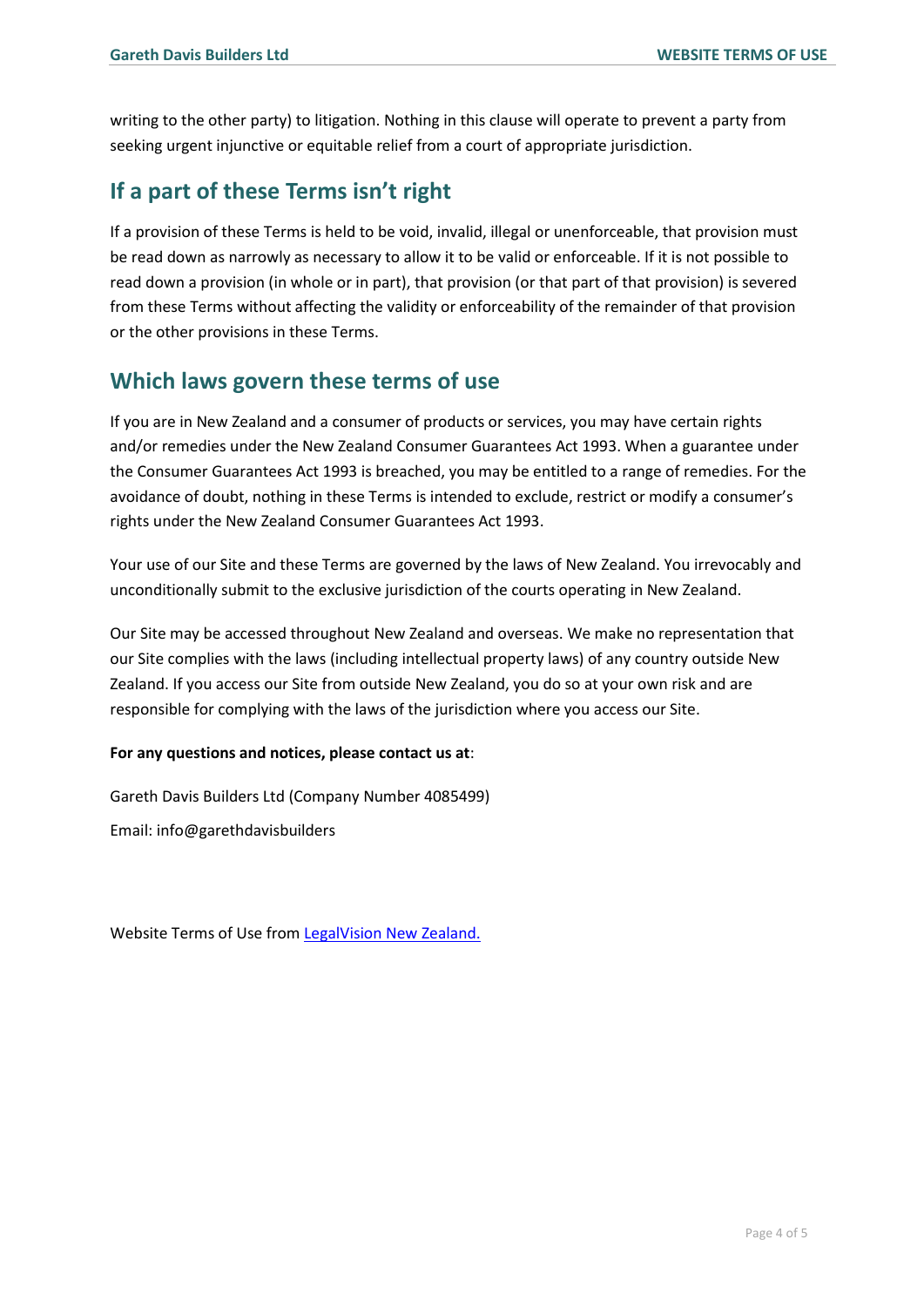writing to the other party) to litigation. Nothing in this clause will operate to prevent a party from seeking urgent injunctive or equitable relief from a court of appropriate jurisdiction.

## If a part of these Terms isn't right

If a provision of these Terms is held to be void, invalid, illegal or unenforceable, that provision must be read down as narrowly as necessary to allow it to be valid or enforceable. If it is not possible to read down a provision (in whole or in part), that provision (or that part of that provision) is severed from these Terms without affecting the validity or enforceability of the remainder of that provision or the other provisions in these Terms.

## Which laws govern these terms of use

If you are in New Zealand and a consumer of products or services, you may have certain rights and/or remedies under the New Zealand Consumer Guarantees Act 1993. When a guarantee under the Consumer Guarantees Act 1993 is breached, you may be entitled to a range of remedies. For the avoidance of doubt, nothing in these Terms is intended to exclude, restrict or modify a consumer's rights under the New Zealand Consumer Guarantees Act 1993.

Your use of our Site and these Terms are governed by the laws of New Zealand. You irrevocably and unconditionally submit to the exclusive jurisdiction of the courts operating in New Zealand.

Our Site may be accessed throughout New Zealand and overseas. We make no representation that our Site complies with the laws (including intellectual property laws) of any country outside New Zealand. If you access our Site from outside New Zealand, you do so at your own risk and are responsible for complying with the laws of the jurisdiction where you access our Site.

**For any questions and notices, please contact us at**:

Gareth Davis Builders Ltd (Company Number 4085499)

Email: info@garethdavisbuilders

Website Terms of Use from [LegalVision New Zealand.]()